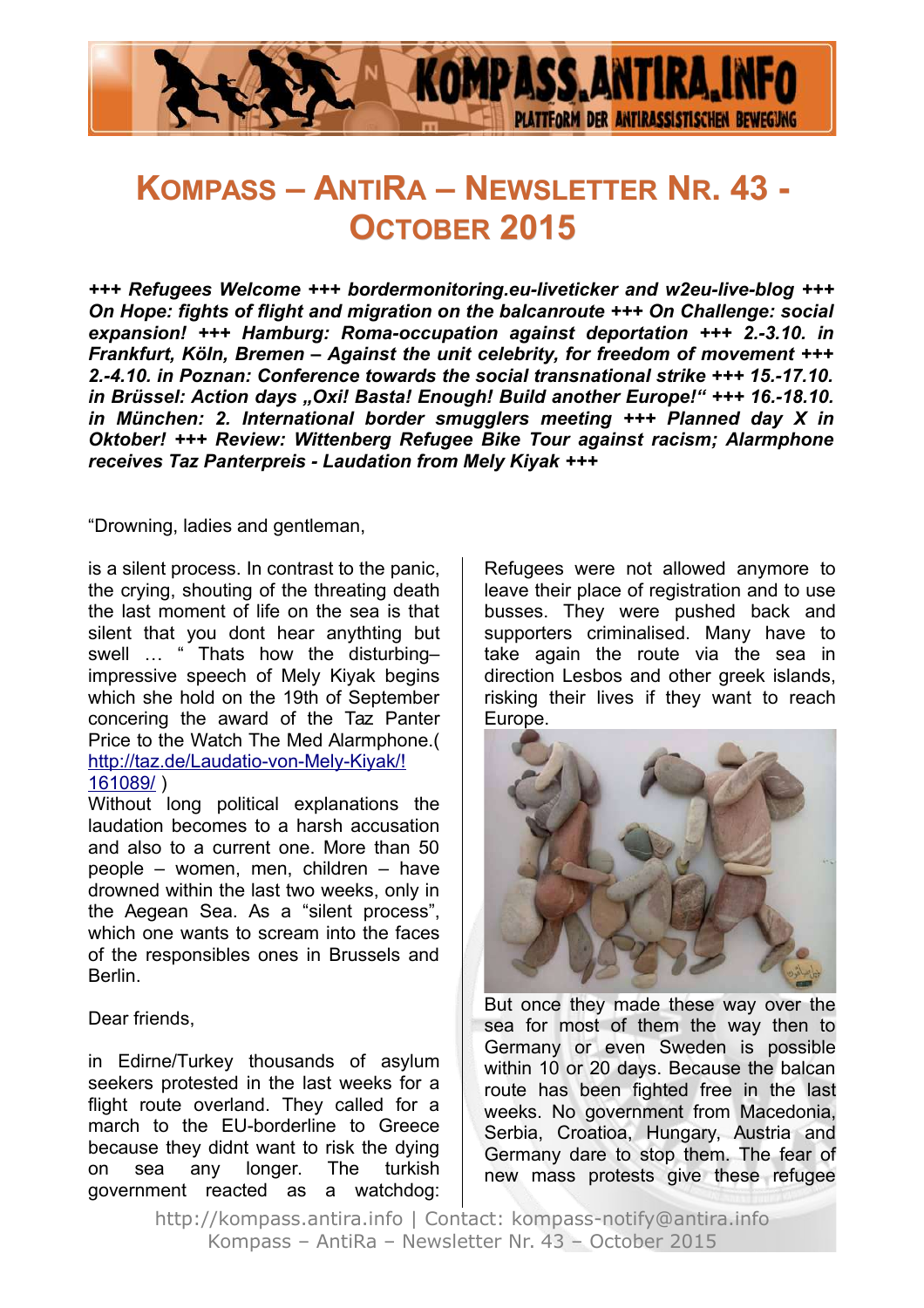# KOMPASS – ANTIRA – NEWSLETTER NR. 43 - OCTOBER 2015

***+++ Refugees Welcome +++ bordermonitoring.eu-liveticker and w2eu-live-blog +++ On Hope: fights of flight and migration on the balcanroute +++ On Challenge: social expansion! +++ Hamburg: Roma-occupation against deportation +++ 2.-3.10. in Frankfurt, Köln, Bremen – Against the unit celebrity, for freedom of movement +++ 2.-4.10. in Poznan: Conference towards the social transnational strike +++ 15.-17.10. in Brüssel: Action days „Oxi! Basta! Enough! Build another Europe!" +++ 16.-18.10. in München: 2. International border smugglers meeting +++ Planned day X in Oktober! +++ Review: Wittenberg Refugee Bike Tour against racism; Alarmphone receives Taz Panterpreis - Laudation from Mely Kiyak +++***

"Drowning, ladies and gentleman,

is a silent process. In contrast to the panic, the crying, shouting of the threating death the last moment of life on the sea is that silent that you dont hear anythting but swell … " Thats how the disturbing–impressive speech of Mely Kiyak begins which she hold on the 19th of September concering the award of the Taz Panter Price to the Watch The Med Alarmphone.( http://taz.de/Laudatio-von-Mely-Kiyak/!161089/ )

Without long political explanations the laudation becomes to a harsh accusation and also to a current one. More than 50 people – women, men, children – have drowned within the last two weeks, only in the Aegean Sea. As a "silent process", which one wants to scream into the faces of the responsibles ones in Brussels and Berlin.

Dear friends,

in Edirne/Turkey thousands of asylum seekers protested in the last weeks for a flight route overland. They called for a march to the EU-borderline to Greece because they didnt want to risk the dying on sea any longer. The turkish government reacted as a watchdog: Refugees were not allowed anymore to leave their place of registration and to use busses. They were pushed back and supporters criminalised. Many have to take again the route via the sea in direction Lesbos and other greek islands, risking their lives if they want to reach Europe.

But once they made these way over the sea for most of them the way then to Germany or even Sweden is possible within 10 or 20 days. Because the balcan route has been fighted free in the last weeks. No government from Macedonia, Serbia, Croatioa, Hungary, Austria and Germany dare to stop them. The fear of new mass protests give these refugee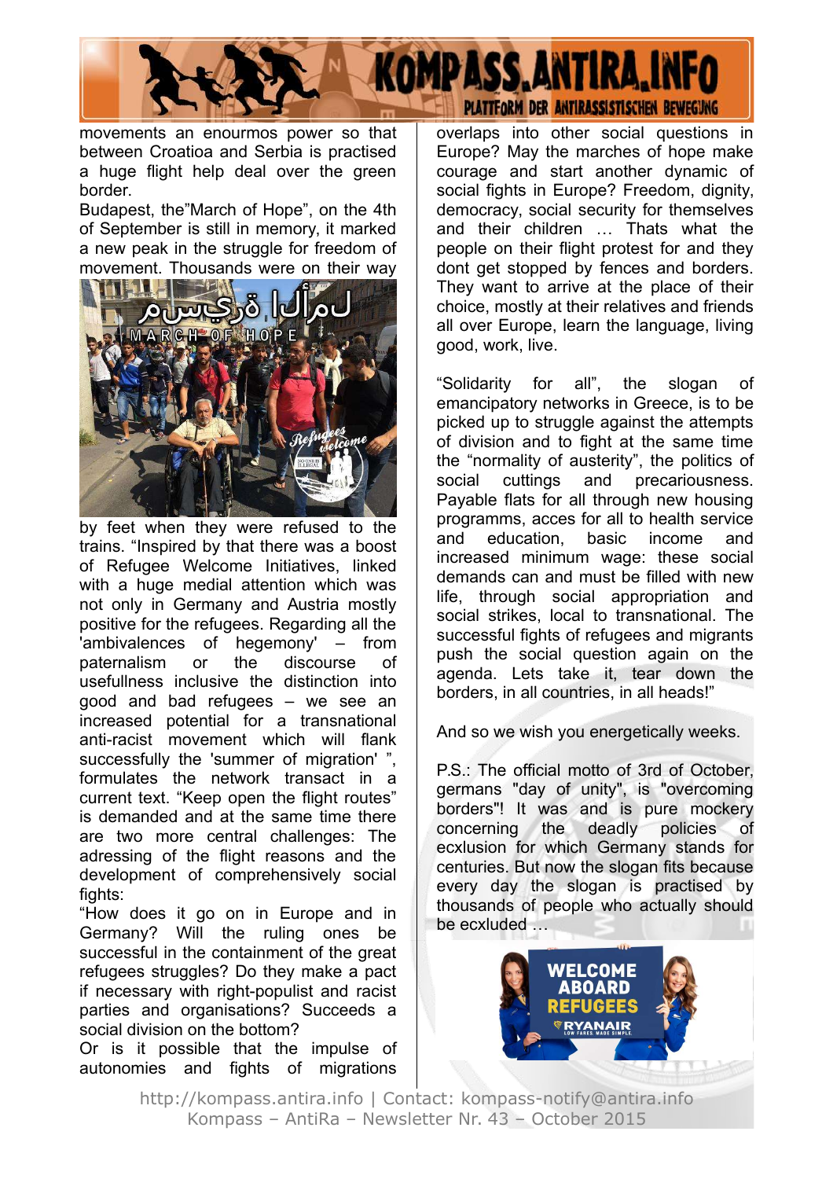movements an enourmos power so that between Croatioa and Serbia is practised a huge flight help deal over the green border.

Budapest, the"March of Hope", on the 4th of September is still in memory, it marked a new peak in the struggle for freedom of movement. Thousands were on their way by feet when they were refused to the trains. "Inspired by that there was a boost of Refugee Welcome Initiatives, linked with a huge medial attention which was not only in Germany and Austria mostly positive for the refugees. Regarding all the 'ambivalences of hegemony' – from paternalism or the discourse of usefullness inclusive the distinction into good and bad refugees – we see an increased potential for a transnational anti-racist movement which will flank successfully the 'summer of migration' ", formulates the network transact in a current text. "Keep open the flight routes" is demanded and at the same time there are two more central challenges: The adressing of the flight reasons and the development of comprehensively social fights:

"How does it go on in Europe and in Germany? Will the ruling ones be successful in the containment of the great refugees struggles? Do they make a pact if necessary with right-populist and racist parties and organisations? Succeeds a social division on the bottom?

Or is it possible that the impulse of autonomies and fights of migrations overlaps into other social questions in Europe? May the marches of hope make courage and start another dynamic of social fights in Europe? Freedom, dignity, democracy, social security for themselves and their children … Thats what the people on their flight protest for and they dont get stopped by fences and borders. They want to arrive at the place of their choice, mostly at their relatives and friends all over Europe, learn the language, living good, work, live.

"Solidarity for all", the slogan of emancipatory networks in Greece, is to be picked up to struggle against the attempts of division and to fight at the same time the "normality of austerity", the politics of social cuttings and precariousness. Payable flats for all through new housing programms, acces for all to health service and education, basic income and increased minimum wage: these social demands can and must be filled with new life, through social appropriation and social strikes, local to transnational. The successful fights of refugees and migrants push the social question again on the agenda. Lets take it, tear down the borders, in all countries, in all heads!"

And so we wish you energetically weeks.

P.S.: The official motto of 3rd of October, germans "day of unity", is "overcoming borders"! It was and is pure mockery concerning the deadly policies of ecxlusion for which Germany stands for centuries. But now the slogan fits because every day the slogan is practised by thousands of people who actually should be ecxluded …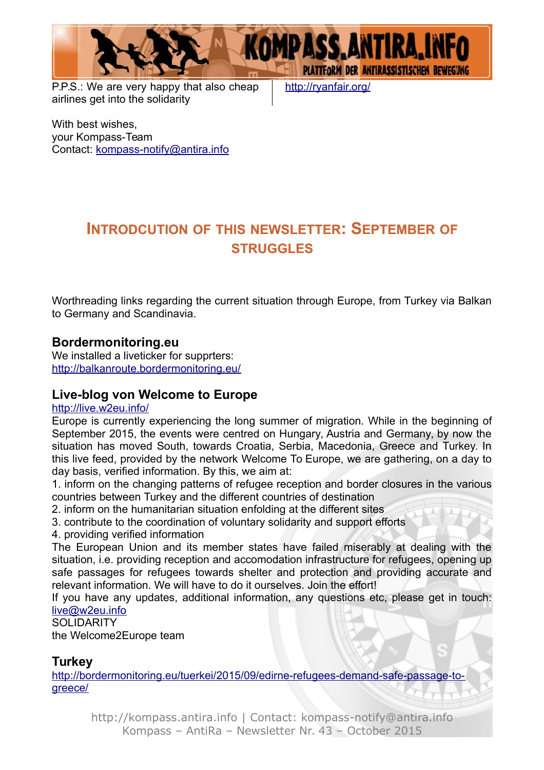P.P.S.: We are very happy that also cheap airlines get into the solidarity

http://ryanfair.org/

With best wishes,
your Kompass-Team
Contact: kompass-notify@antira.info

## INTRODCUTION OF THIS NEWSLETTER: SEPTEMBER OF STRUGGLES

Worthreading links regarding the current situation through Europe, from Turkey via Balkan to Germany and Scandinavia.

### Bordermonitoring.eu

We installed a liveticker for supprters:
http://balkanroute.bordermonitoring.eu/

### Live-blog von Welcome to Europe

http://live.w2eu.info/
Europe is currently experiencing the long summer of migration. While in the beginning of September 2015, the events were centred on Hungary, Austria and Germany, by now the situation has moved South, towards Croatia, Serbia, Macedonia, Greece and Turkey. In this live feed, provided by the network Welcome To Europe, we are gathering, on a day to day basis, verified information. By this, we aim at:

1. inform on the changing patterns of refugee reception and border closures in the various countries between Turkey and the different countries of destination
2. inform on the humanitarian situation enfolding at the different sites
3. contribute to the coordination of voluntary solidarity and support efforts
4. providing verified information

The European Union and its member states have failed miserably at dealing with the situation, i.e. providing reception and accomodation infrastructure for refugees, opening up safe passages for refugees towards shelter and protection and providing accurate and relevant information. We will have to do it ourselves. Join the effort!
If you have any updates, additional information, any questions etc, please get in touch: live@w2eu.info
SOLIDARITY
the Welcome2Europe team

### Turkey

http://bordermonitoring.eu/tuerkei/2015/09/edirne-refugees-demand-safe-passage-to-greece/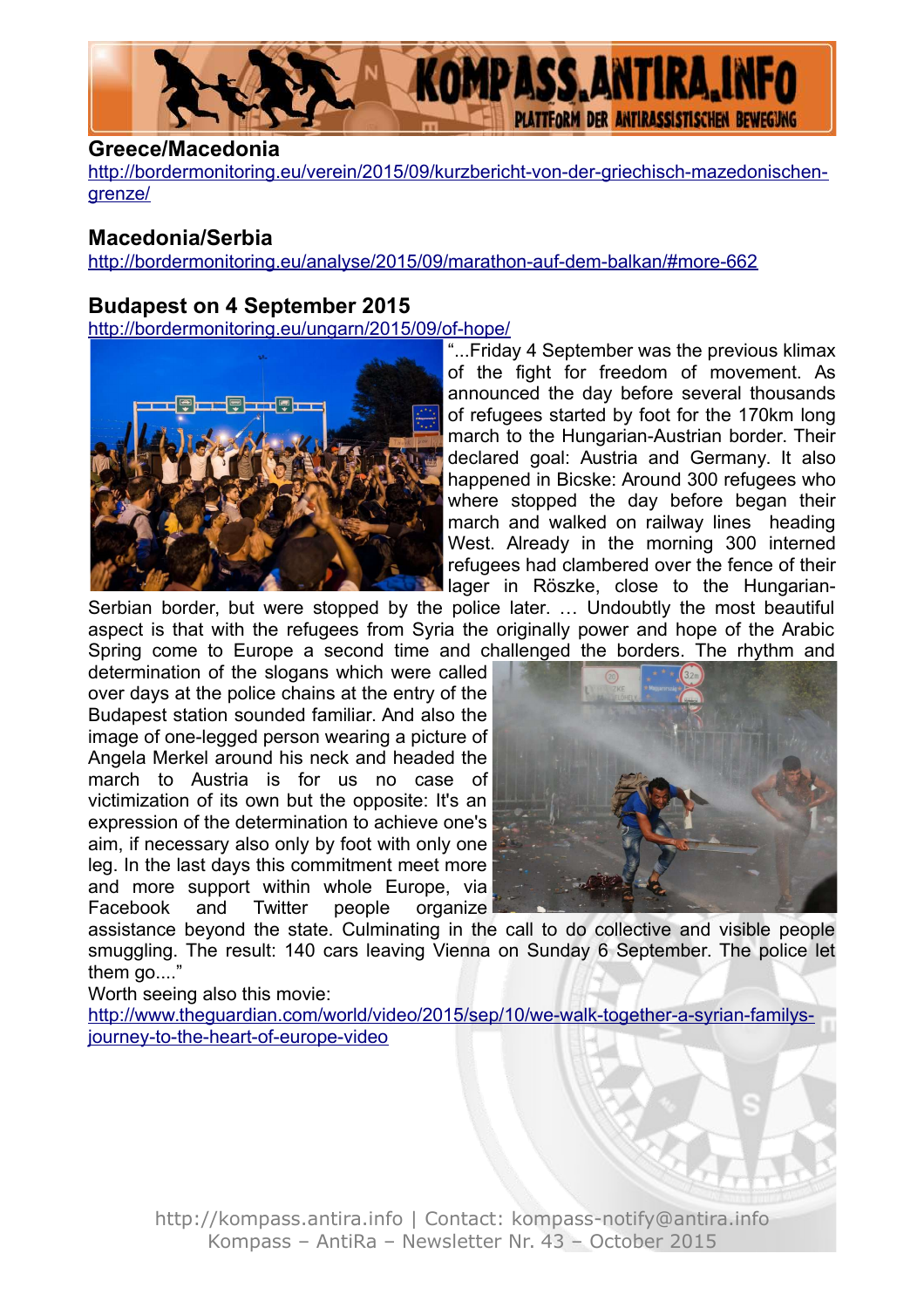## Greece/Macedonia

http://bordermonitoring.eu/verein/2015/09/kurzbericht-von-der-griechisch-mazedonischen-grenze/

## Macedonia/Serbia

http://bordermonitoring.eu/analyse/2015/09/marathon-auf-dem-balkan/#more-662

## Budapest on 4 September 2015

http://bordermonitoring.eu/ungarn/2015/09/of-hope/

"...Friday 4 September was the previous klimax of the fight for freedom of movement. As announced the day before several thousands of refugees started by foot for the 170km long march to the Hungarian-Austrian border. Their declared goal: Austria and Germany. It also happened in Bicske: Around 300 refugees who where stopped the day before began their march and walked on railway lines heading West. Already in the morning 300 interned refugees had clambered over the fence of their lager in Röszke, close to the Hungarian-Serbian border, but were stopped by the police later. … Undoubtly the most beautiful aspect is that with the refugees from Syria the originally power and hope of the Arabic Spring come to Europe a second time and challenged the borders. The rhythm and determination of the slogans which were called over days at the police chains at the entry of the Budapest station sounded familiar. And also the image of one-legged person wearing a picture of Angela Merkel around his neck and headed the march to Austria is for us no case of victimization of its own but the opposite: It's an expression of the determination to achieve one's aim, if necessary also only by foot with only one leg. In the last days this commitment meet more and more support within whole Europe, via Facebook and Twitter people organize assistance beyond the state. Culminating in the call to do collective and visible people smuggling. The result: 140 cars leaving Vienna on Sunday 6 September. The police let them go...."

Worth seeing also this movie:

http://www.theguardian.com/world/video/2015/sep/10/we-walk-together-a-syrian-familys-journey-to-the-heart-of-europe-video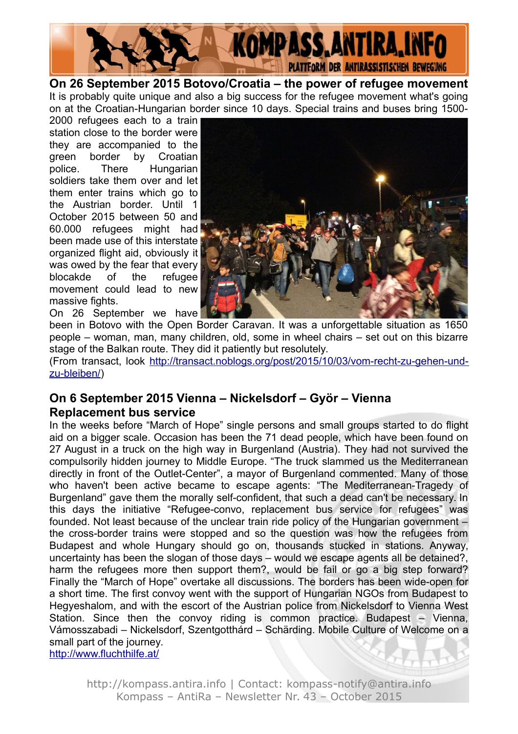## On 26 September 2015 Botovo/Croatia – the power of refugee movement

It is probably quite unique and also a big success for the refugee movement what's going on at the Croatian-Hungarian border since 10 days. Special trains and buses bring 1500-2000 refugees each to a train station close to the border were they are accompanied to the green border by Croatian police. There Hungarian soldiers take them over and let them enter trains which go to the Austrian border. Until 1 October 2015 between 50 and 60.000 refugees might had been made use of this interstate organized flight aid, obviously it was owed by the fear that every blocakde of the refugee movement could lead to new massive fights.

On 26 September we have been in Botovo with the Open Border Caravan. It was a unforgettable situation as 1650 people – woman, man, many children, old, some in wheel chairs – set out on this bizarre stage of the Balkan route. They did it patiently but resolutely.

(From transact, look http://transact.noblogs.org/post/2015/10/03/vom-recht-zu-gehen-und-zu-bleiben/)

## On 6 September 2015 Vienna – Nickelsdorf – Györ – Vienna Replacement bus service

In the weeks before "March of Hope" single persons and small groups started to do flight aid on a bigger scale. Occasion has been the 71 dead people, which have been found on 27 August in a truck on the high way in Burgenland (Austria). They had not survived the compulsorily hidden journey to Middle Europe. "The truck slammed us the Mediterranean directly in front of the Outlet-Center", a mayor of Burgenland commented. Many of those who haven't been active became to escape agents: "The Mediterranean-Tragedy of Burgenland" gave them the morally self-confident, that such a dead can't be necessary. In this days the initiative "Refugee-convo, replacement bus service for refugees" was founded. Not least because of the unclear train ride policy of the Hungarian government – the cross-border trains were stopped and so the question was how the refugees from Budapest and whole Hungary should go on, thousands stucked in stations. Anyway, uncertainty has been the slogan of those days – would we escape agents all be detained?, harm the refugees more then support them?, would be fail or go a big step forward? Finally the "March of Hope" overtake all discussions. The borders has been wide-open for a short time. The first convoy went with the support of Hungarian NGOs from Budapest to Hegyeshalom, and with the escort of the Austrian police from Nickelsdorf to Vienna West Station. Since then the convoy riding is common practice. Budapest – Vienna, Vámosszabadi – Nickelsdorf, Szentgotthárd – Schärding. Mobile Culture of Welcome on a small part of the journey.

http://www.fluchthilfe.at/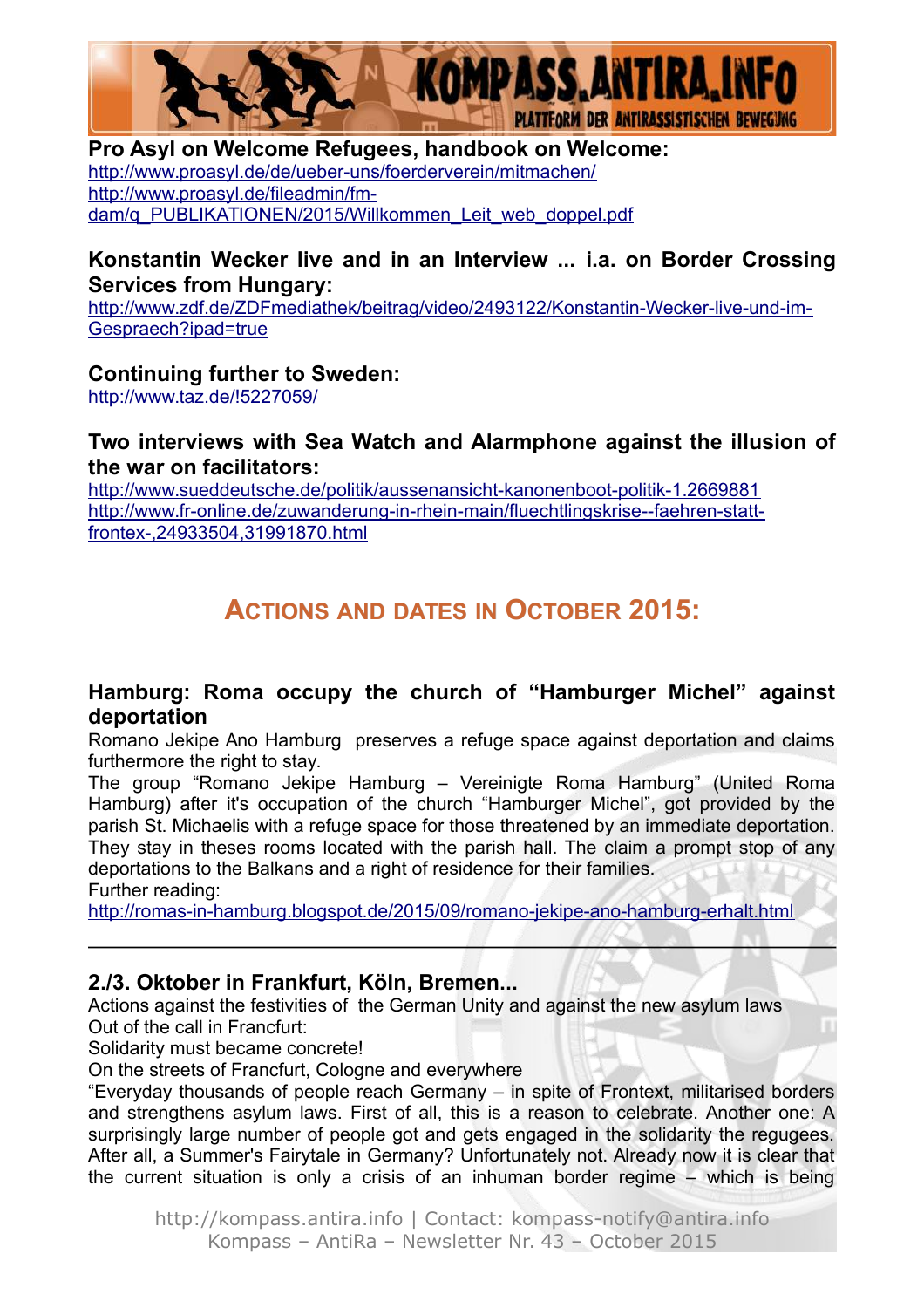**Pro Asyl on Welcome Refugees, handbook on Welcome:**
http://www.proasyl.de/de/ueber-uns/foerderverein/mitmachen/
http://www.proasyl.de/fileadmin/fm-dam/q_PUBLIKATIONEN/2015/Willkommen_Leit_web_doppel.pdf

**Konstantin Wecker live and in an Interview ... i.a. on Border Crossing Services from Hungary:**
http://www.zdf.de/ZDFmediathek/beitrag/video/2493122/Konstantin-Wecker-live-und-im-Gespraech?ipad=true

**Continuing further to Sweden:**
http://www.taz.de/!5227059/

**Two interviews with Sea Watch and Alarmphone against the illusion of the war on facilitators:**
http://www.sueddeutsche.de/politik/aussenansicht-kanonenboot-politik-1.2669881
http://www.fr-online.de/zuwanderung-in-rhein-main/fluechtlingskrise--faehren-statt-frontex-,24933504,31991870.html

## Actions and dates in October 2015:

**Hamburg: Roma occupy the church of "Hamburger Michel" against deportation**

Romano Jekipe Ano Hamburg preserves a refuge space against deportation and claims furthermore the right to stay.
The group "Romano Jekipe Hamburg – Vereinigte Roma Hamburg" (United Roma Hamburg) after it's occupation of the church "Hamburger Michel", got provided by the parish St. Michaelis with a refuge space for those threatened by an immediate deportation. They stay in theses rooms located with the parish hall. The claim a prompt stop of any deportations to the Balkans and a right of residence for their families.
Further reading:
http://romas-in-hamburg.blogspot.de/2015/09/romano-jekipe-ano-hamburg-erhalt.html

---

**2./3. Oktober in Frankfurt, Köln, Bremen...**

Actions against the festivities of the German Unity and against the new asylum laws
Out of the call in Francfurt:
Solidarity must became concrete!
On the streets of Francfurt, Cologne and everywhere
"Everyday thousands of people reach Germany – in spite of Frontext, militarised borders and strengthens asylum laws. First of all, this is a reason to celebrate. Another one: A surprisingly large number of people got and gets engaged in the solidarity the regugees. After all, a Summer's Fairytale in Germany? Unfortunately not. Already now it is clear that the current situation is only a crisis of an inhuman border regime – which is being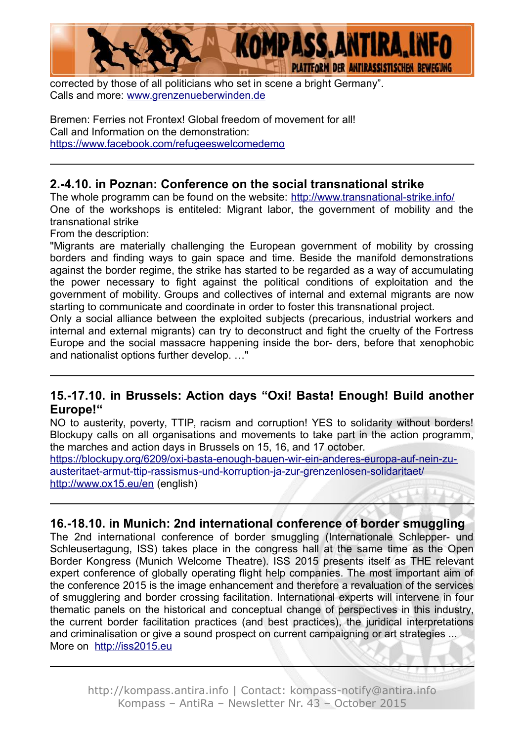corrected by those of all politicians who set in scene a bright Germany".
Calls and more: [www.grenzenueberwinden.de](http://www.grenzenueberwinden.de)

Bremen: Ferries not Frontex! Global freedom of movement for all!
Call and Information on the demonstration:
[https://www.facebook.com/refugeeswelcomedemo](https://www.facebook.com/refugeeswelcomedemo)

---

## 2.-4.10. in Poznan: Conference on the social transnational strike

The whole programm can be found on the website: [http://www.transnational-strike.info/](http://www.transnational-strike.info/)
One of the workshops is entiteled: Migrant labor, the government of mobility and the transnational strike
From the description:
"Migrants are materially challenging the European government of mobility by crossing borders and finding ways to gain space and time. Beside the manifold demonstrations against the border regime, the strike has started to be regarded as a way of accumulating the power necessary to fight against the political conditions of exploitation and the government of mobility. Groups and collectives of internal and external migrants are now starting to communicate and coordinate in order to foster this transnational project.
Only a social alliance between the exploited subjects (precarious, industrial workers and internal and external migrants) can try to deconstruct and fight the cruelty of the Fortress Europe and the social massacre happening inside the bor- ders, before that xenophobic and nationalist options further develop. …"

---

## 15.-17.10. in Brussels: Action days "Oxi! Basta! Enough! Build another Europe!"

NO to austerity, poverty, TTIP, racism and corruption! YES to solidarity without borders! Blockupy calls on all organisations and movements to take part in the action programm, the marches and action days in Brussels on 15, 16, and 17 october.
[https://blockupy.org/6209/oxi-basta-enough-bauen-wir-ein-anderes-europa-auf-nein-zu-austeritaet-armut-ttip-rassismus-und-korruption-ja-zur-grenzenlosen-solidaritaet/](https://blockupy.org/6209/oxi-basta-enough-bauen-wir-ein-anderes-europa-auf-nein-zu-austeritaet-armut-ttip-rassismus-und-korruption-ja-zur-grenzenlosen-solidaritaet/)
[http://www.ox15.eu/en](http://www.ox15.eu/en) (english)

---

## 16.-18.10. in Munich: 2nd international conference of border smuggling

The 2nd international conference of border smuggling (Internationale Schlepper- und Schleusertagung, ISS) takes place in the congress hall at the same time as the Open Border Kongress (Munich Welcome Theatre). ISS 2015 presents itself as THE relevant expert conference of globally operating flight help companies. The most important aim of the conference 2015 is the image enhancement and therefore a revaluation of the services of smugglering and border crossing facilitation. International experts will intervene in four thematic panels on the historical and conceptual change of perspectives in this industry, the current border facilitation practices (and best practices), the juridical interpretations and criminalisation or give a sound prospect on current campaigning or art strategies ...
More on [http://iss2015.eu](http://iss2015.eu)

---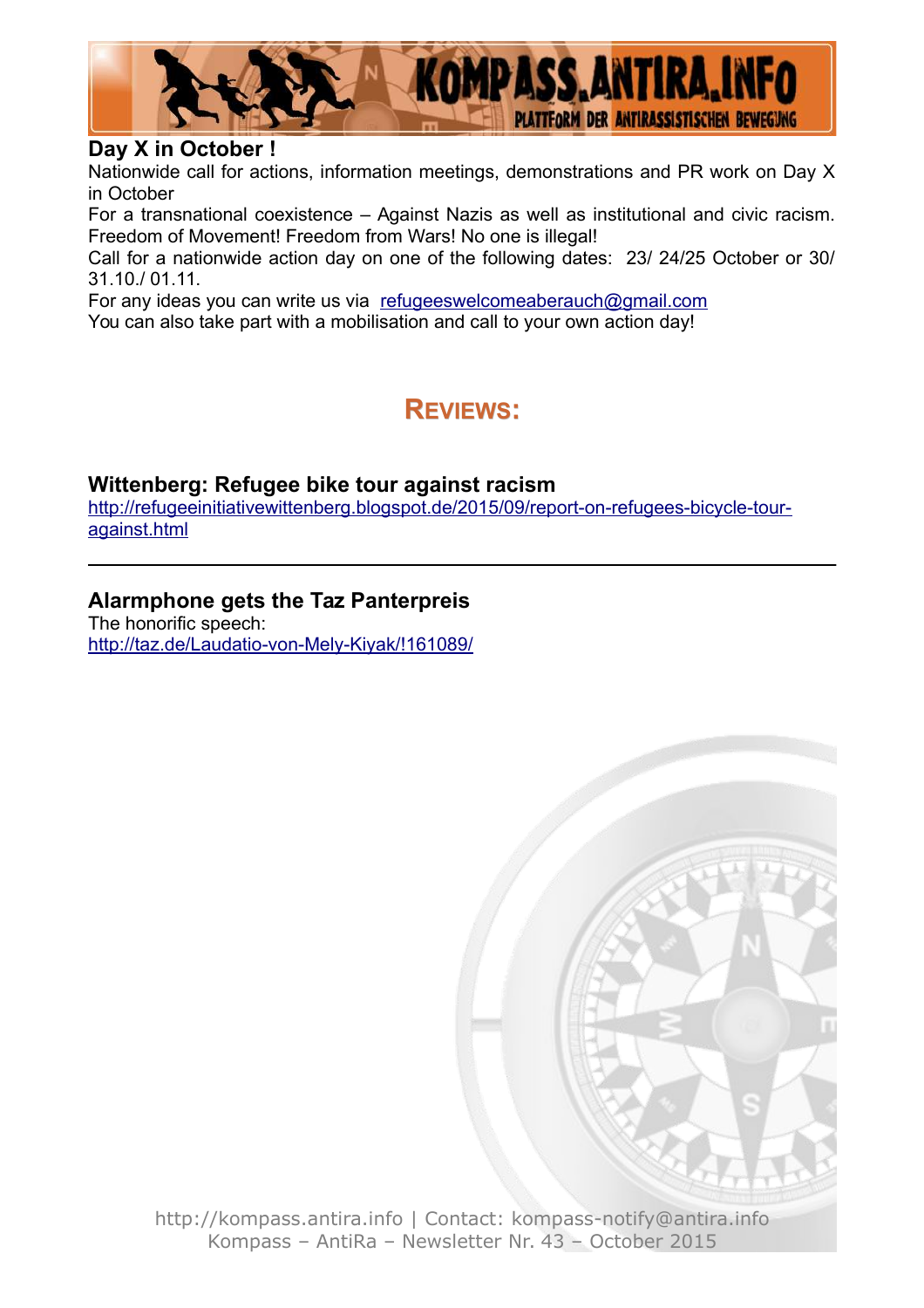## Day X in October !

Nationwide call for actions, information meetings, demonstrations and PR work on Day X in October

For a transnational coexistence – Against Nazis as well as institutional and civic racism. Freedom of Movement! Freedom from Wars! No one is illegal!

Call for a nationwide action day on one of the following dates: 23/ 24/25 October or 30/ 31.10./ 01.11.

For any ideas you can write us via refugeeswelcomeaberauch@gmail.com

You can also take part with a mobilisation and call to your own action day!

# REVIEWS:

### Wittenberg: Refugee bike tour against racism

http://refugeeinitiativewittenberg.blogspot.de/2015/09/report-on-refugees-bicycle-tour-against.html

---

### Alarmphone gets the Taz Panterpreis

The honorific speech:

http://taz.de/Laudatio-von-Mely-Kiyak/!161089/